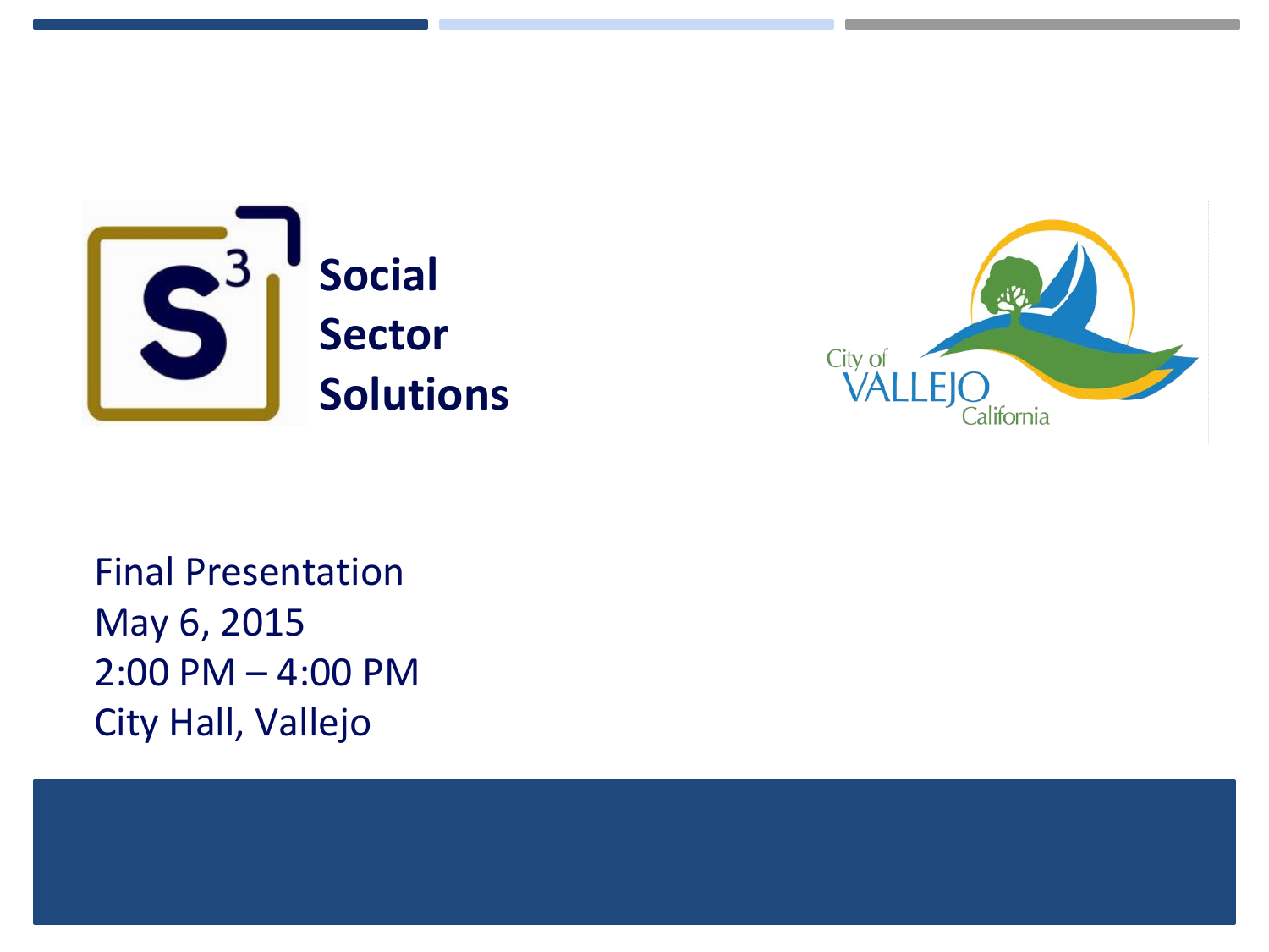**Social Sector Solutions**

City of VALLEJO California

Final Presentation
May 6, 2015
2:00 PM – 4:00 PM
City Hall, Vallejo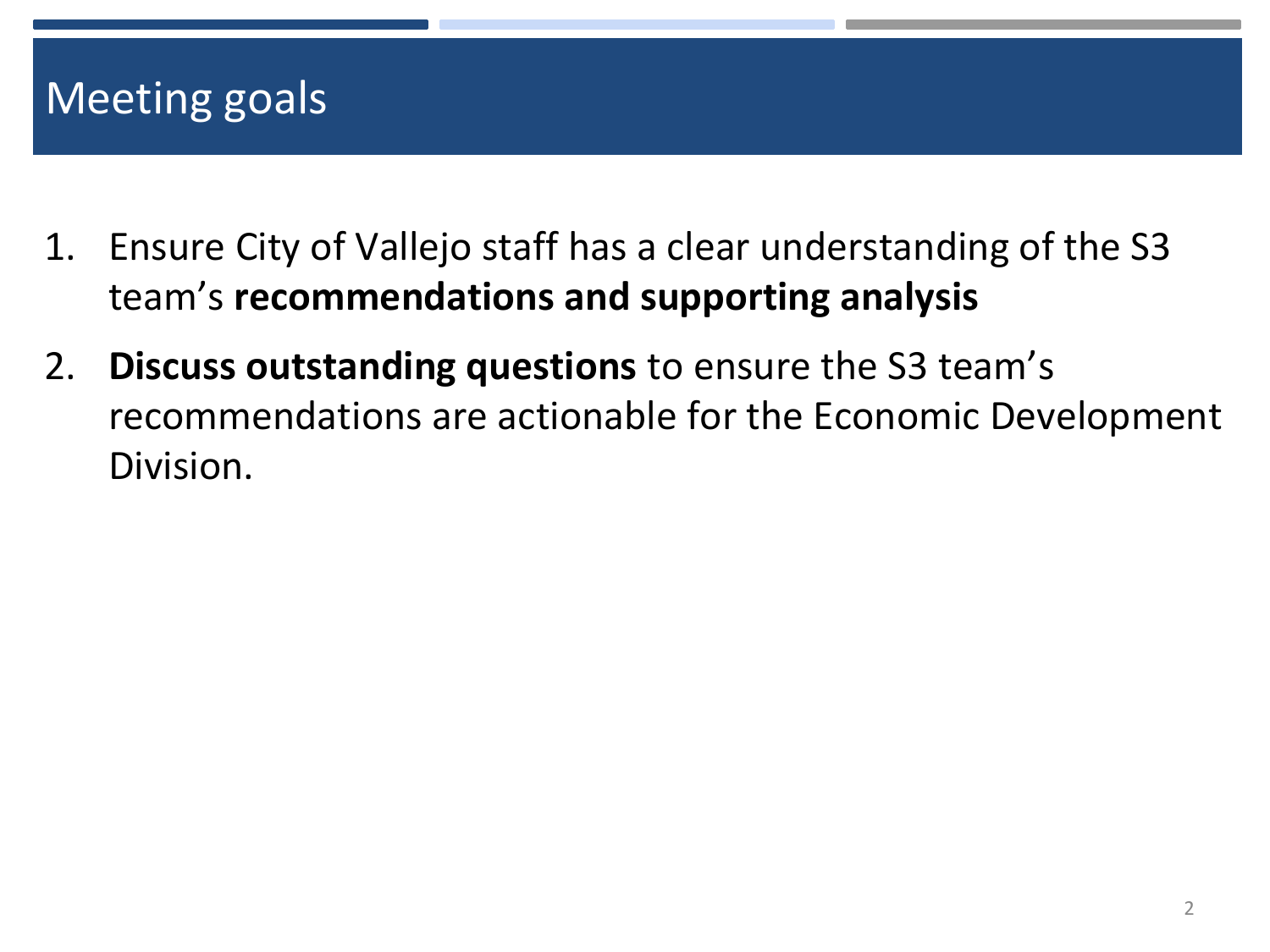# Meeting goals

1. Ensure City of Vallejo staff has a clear understanding of the S3 team's **recommendations and supporting analysis**
2. **Discuss outstanding questions** to ensure the S3 team's recommendations are actionable for the Economic Development Division.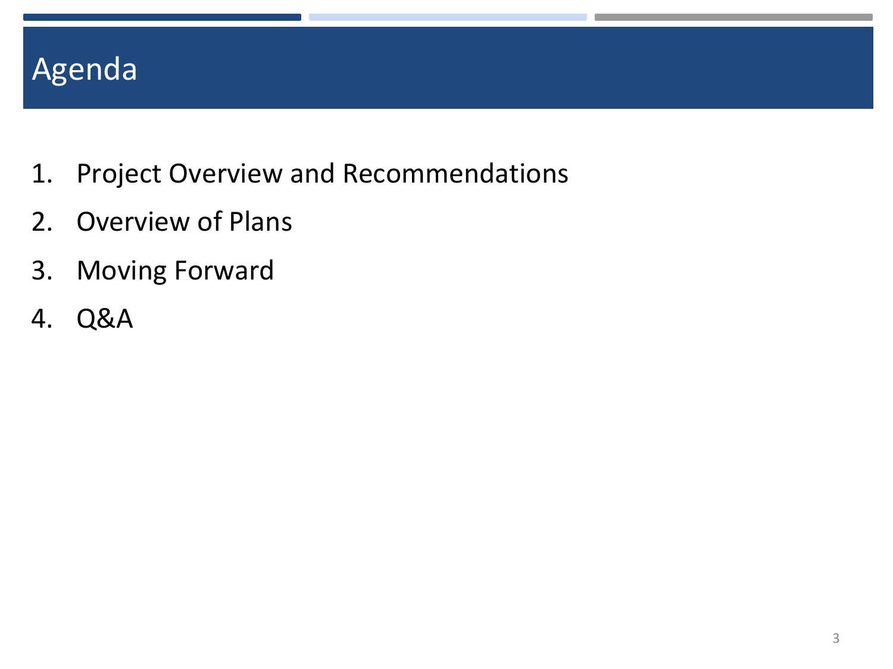# Agenda

1. Project Overview and Recommendations
2. Overview of Plans
3. Moving Forward
4. Q&A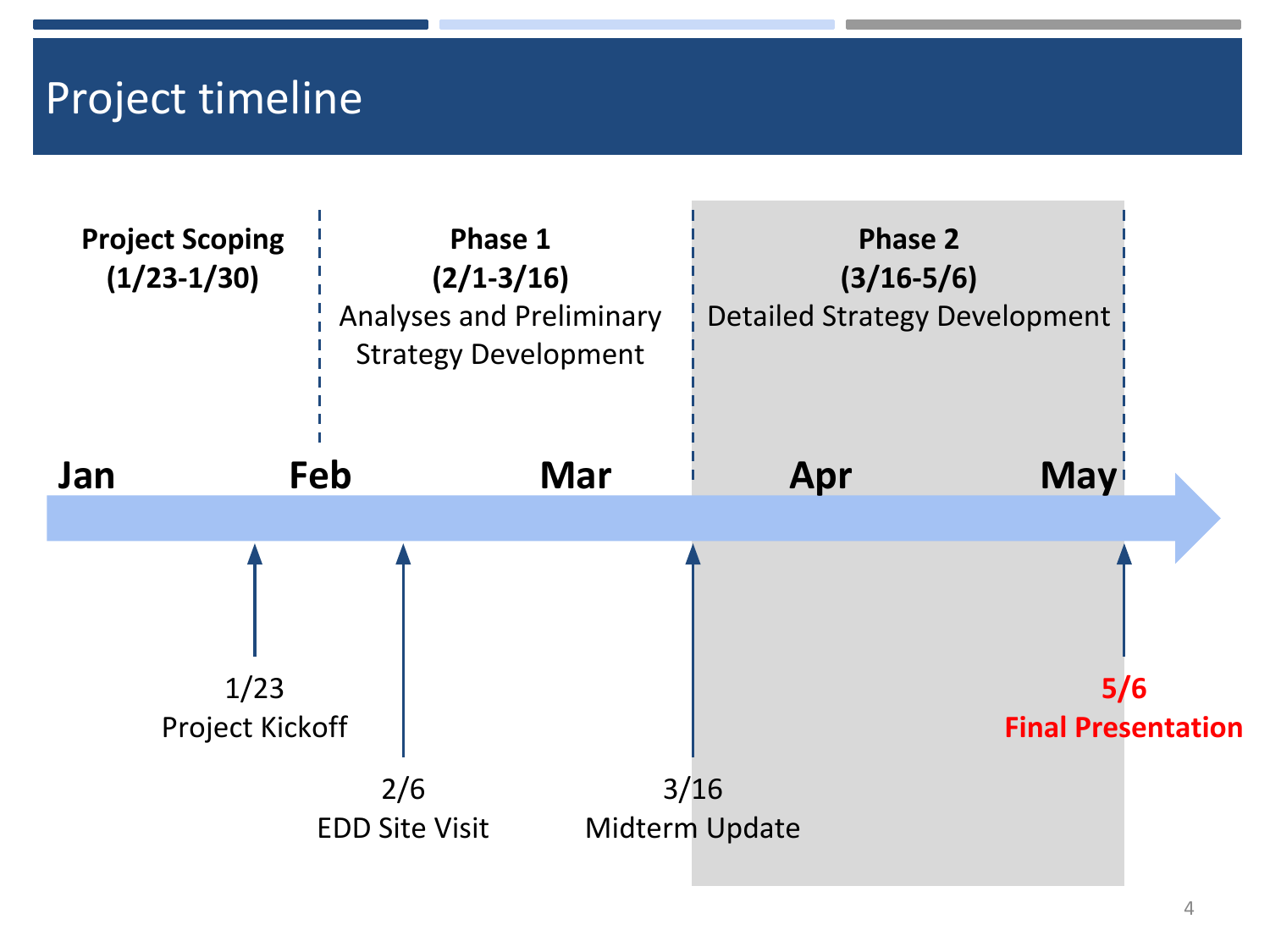# Project timeline

**Project Scoping**
**(1/23-1/30)**

**Phase 1**
**(2/1-3/16)**
Analyses and Preliminary Strategy Development

**Phase 2**
**(3/16-5/6)**
Detailed Strategy Development

**Jan** | **Feb** | **Mar** | **Apr** | **May**

- 1/23 — Project Kickoff
- 2/6 — EDD Site Visit
- 3/16 — Midterm Update
- **5/6 — Final Presentation**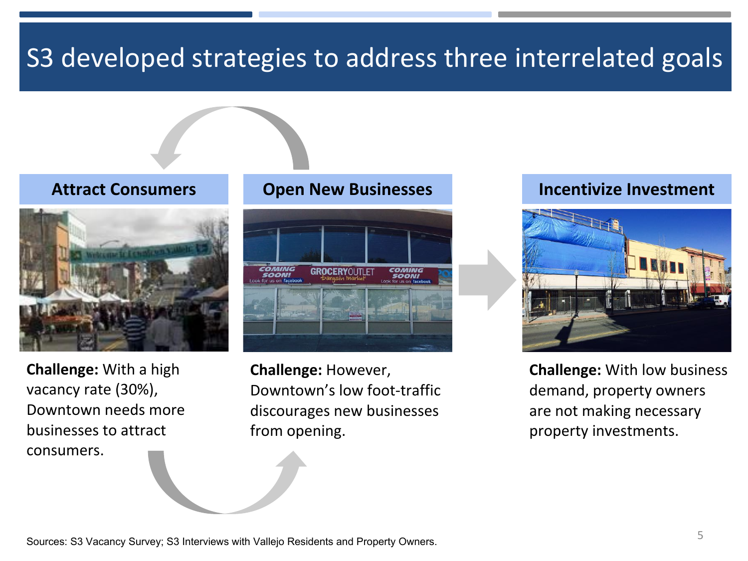# S3 developed strategies to address three interrelated goals

## Attract Consumers

**Challenge:** With a high vacancy rate (30%), Downtown needs more businesses to attract consumers.

## Open New Businesses

**Challenge:** However, Downtown's low foot-traffic discourages new businesses from opening.

## Incentivize Investment

**Challenge:** With low business demand, property owners are not making necessary property investments.

Sources: S3 Vacancy Survey; S3 Interviews with Vallejo Residents and Property Owners.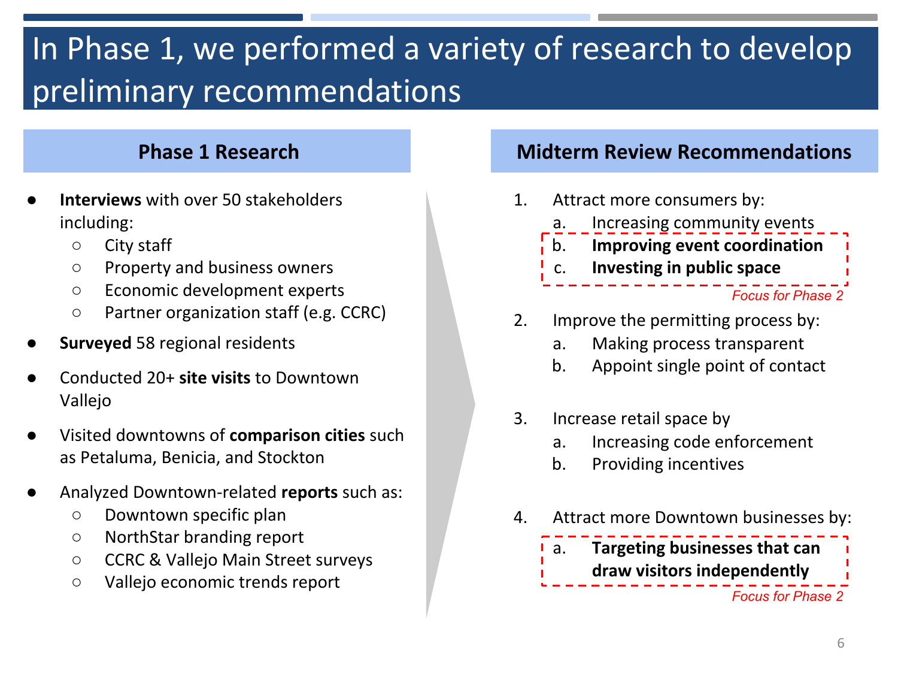# In Phase 1, we performed a variety of research to develop preliminary recommendations

## Phase 1 Research

- **Interviews** with over 50 stakeholders including:
  - City staff
  - Property and business owners
  - Economic development experts
  - Partner organization staff (e.g. CCRC)
- **Surveyed** 58 regional residents
- Conducted 20+ **site visits** to Downtown Vallejo
- Visited downtowns of **comparison cities** such as Petaluma, Benicia, and Stockton
- Analyzed Downtown-related **reports** such as:
  - Downtown specific plan
  - NorthStar branding report
  - CCRC & Vallejo Main Street surveys
  - Vallejo economic trends report

## Midterm Review Recommendations

1. Attract more consumers by:
   a. Increasing community events
   b. **Improving event coordination**
   c. **Investing in public space**

   *Focus for Phase 2*

2. Improve the permitting process by:
   a. Making process transparent
   b. Appoint single point of contact

3. Increase retail space by
   a. Increasing code enforcement
   b. Providing incentives

4. Attract more Downtown businesses by:
   a. **Targeting businesses that can draw visitors independently**

   *Focus for Phase 2*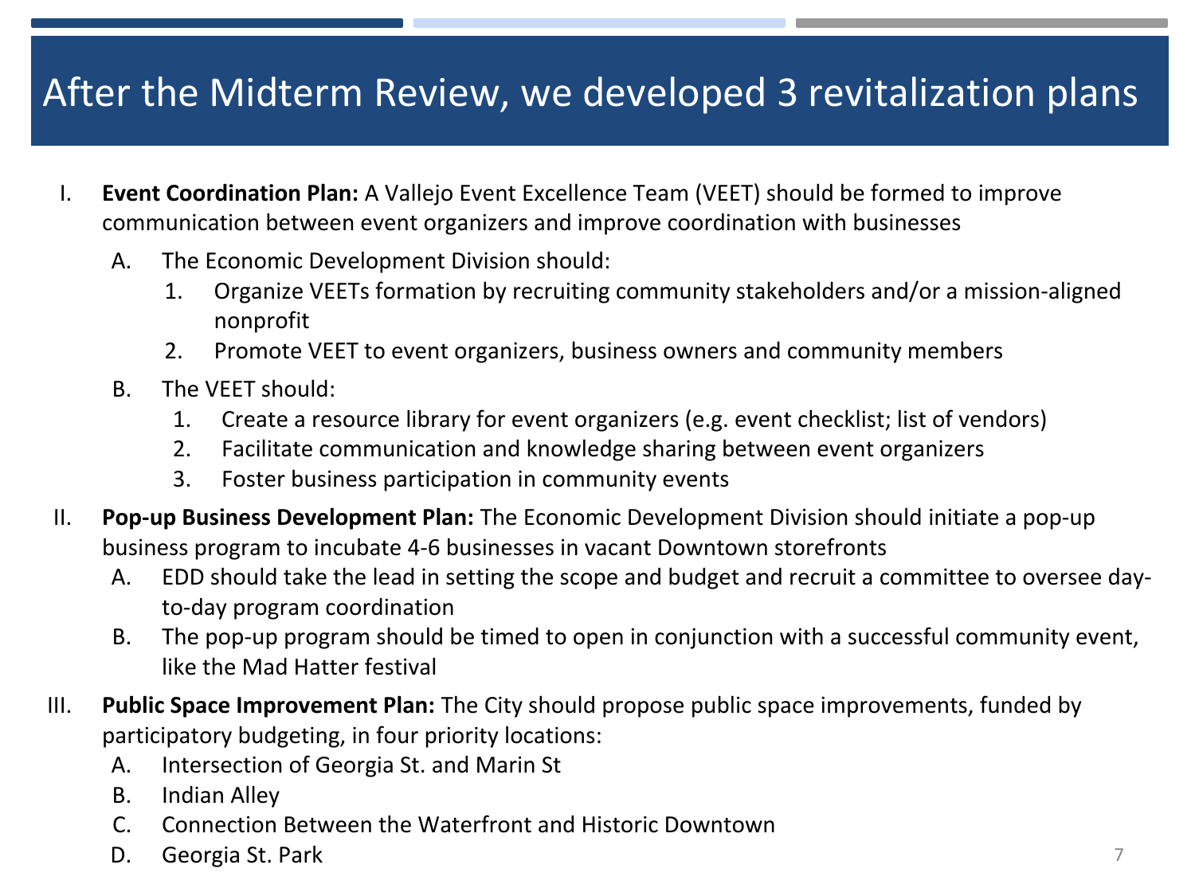# After the Midterm Review, we developed 3 revitalization plans

I. **Event Coordination Plan:** A Vallejo Event Excellence Team (VEET) should be formed to improve communication between event organizers and improve coordination with businesses
   A. The Economic Development Division should:
      1. Organize VEETs formation by recruiting community stakeholders and/or a mission-aligned nonprofit
      2. Promote VEET to event organizers, business owners and community members
   B. The VEET should:
      1. Create a resource library for event organizers (e.g. event checklist; list of vendors)
      2. Facilitate communication and knowledge sharing between event organizers
      3. Foster business participation in community events

II. **Pop-up Business Development Plan:** The Economic Development Division should initiate a pop-up business program to incubate 4-6 businesses in vacant Downtown storefronts
   A. EDD should take the lead in setting the scope and budget and recruit a committee to oversee day-to-day program coordination
   B. The pop-up program should be timed to open in conjunction with a successful community event, like the Mad Hatter festival

III. **Public Space Improvement Plan:** The City should propose public space improvements, funded by participatory budgeting, in four priority locations:
   A. Intersection of Georgia St. and Marin St
   B. Indian Alley
   C. Connection Between the Waterfront and Historic Downtown
   D. Georgia St. Park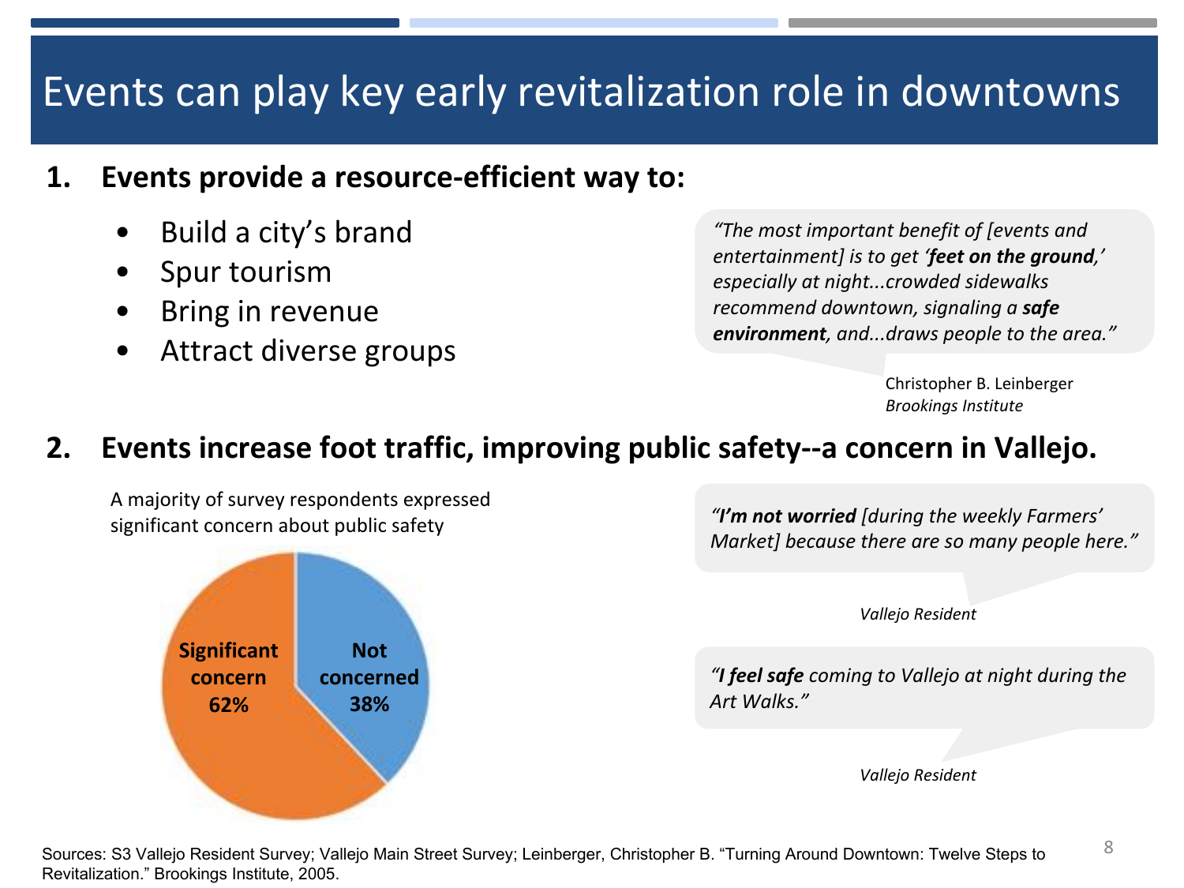# Events can play key early revitalization role in downtowns

## 1. Events provide a resource-efficient way to:

- Build a city's brand
- Spur tourism
- Bring in revenue
- Attract diverse groups

> *"The most important benefit of [events and entertainment] is to get '**feet on the ground**,' especially at night...crowded sidewalks recommend downtown, signaling a **safe environment**, and...draws people to the area."*
>
> Christopher B. Leinberger
> *Brookings Institute*

## 2. Events increase foot traffic, improving public safety--a concern in Vallejo.

A majority of survey respondents expressed significant concern about public safety

| Response | Share |
|---|---|
| Significant concern | 62% |
| Not concerned | 38% |

> *"**I'm not worried** [during the weekly Farmers' Market] because there are so many people here."*
>
> *Vallejo Resident*

> *"**I feel safe** coming to Vallejo at night during the Art Walks."*
>
> *Vallejo Resident*

Sources: S3 Vallejo Resident Survey; Vallejo Main Street Survey; Leinberger, Christopher B. "Turning Around Downtown: Twelve Steps to Revitalization." Brookings Institute, 2005.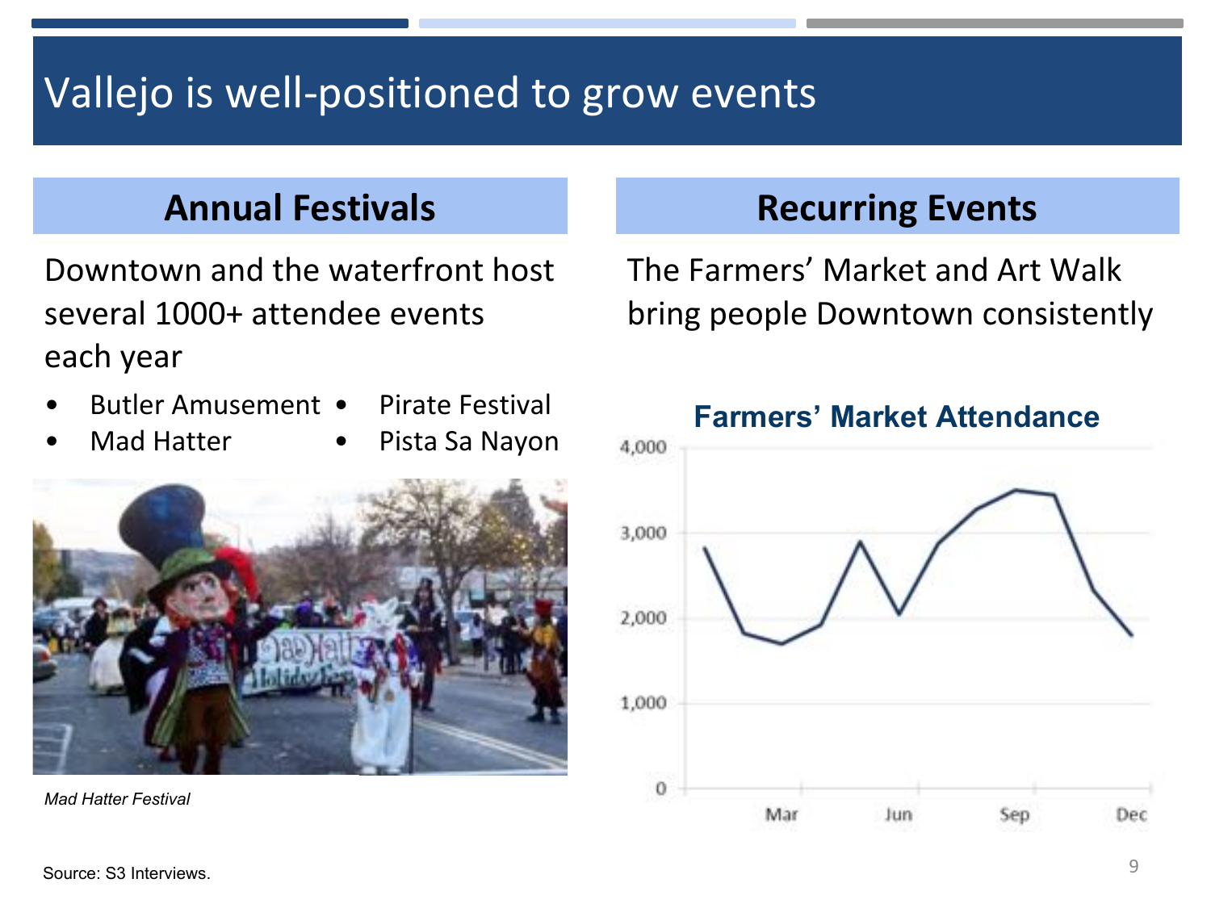# Vallejo is well-positioned to grow events

## Annual Festivals

Downtown and the waterfront host several 1000+ attendee events each year

- Butler Amusement
- Mad Hatter
- Pirate Festival
- Pista Sa Nayon

*Mad Hatter Festival*

## Recurring Events

The Farmers' Market and Art Walk bring people Downtown consistently

**Farmers' Market Attendance**

Source: S3 Interviews.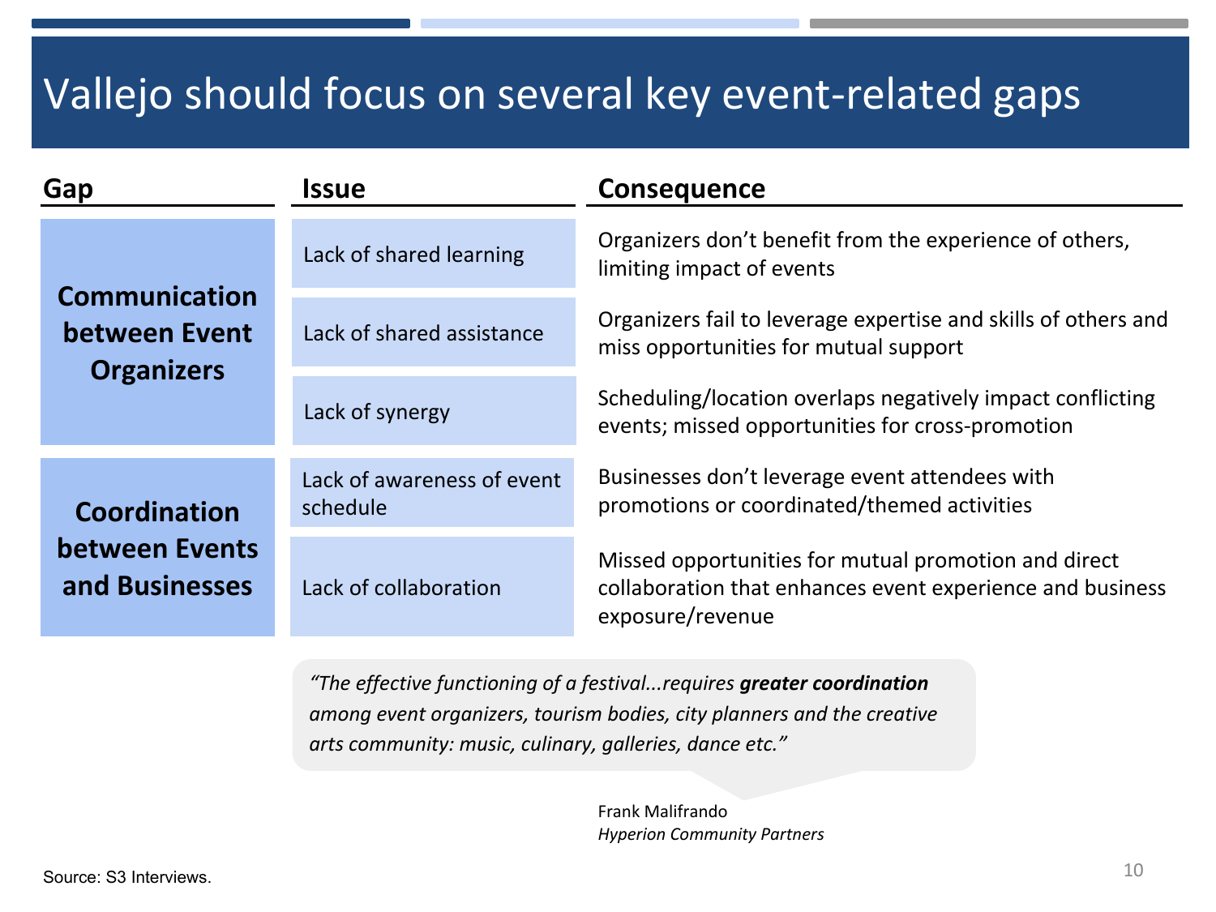# Vallejo should focus on several key event-related gaps

| Gap | Issue | Consequence |
| --- | --- | --- |
| **Communication between Event Organizers** | Lack of shared learning | Organizers don't benefit from the experience of others, limiting impact of events |
| | Lack of shared assistance | Organizers fail to leverage expertise and skills of others and miss opportunities for mutual support |
| | Lack of synergy | Scheduling/location overlaps negatively impact conflicting events; missed opportunities for cross-promotion |
| **Coordination between Events and Businesses** | Lack of awareness of event schedule | Businesses don't leverage event attendees with promotions or coordinated/themed activities |
| | Lack of collaboration | Missed opportunities for mutual promotion and direct collaboration that enhances event experience and business exposure/revenue |

*"The effective functioning of a festival...requires **greater coordination** among event organizers, tourism bodies, city planners and the creative arts community: music, culinary, galleries, dance etc."*

Frank Malifrando
*Hyperion Community Partners*

Source: S3 Interviews.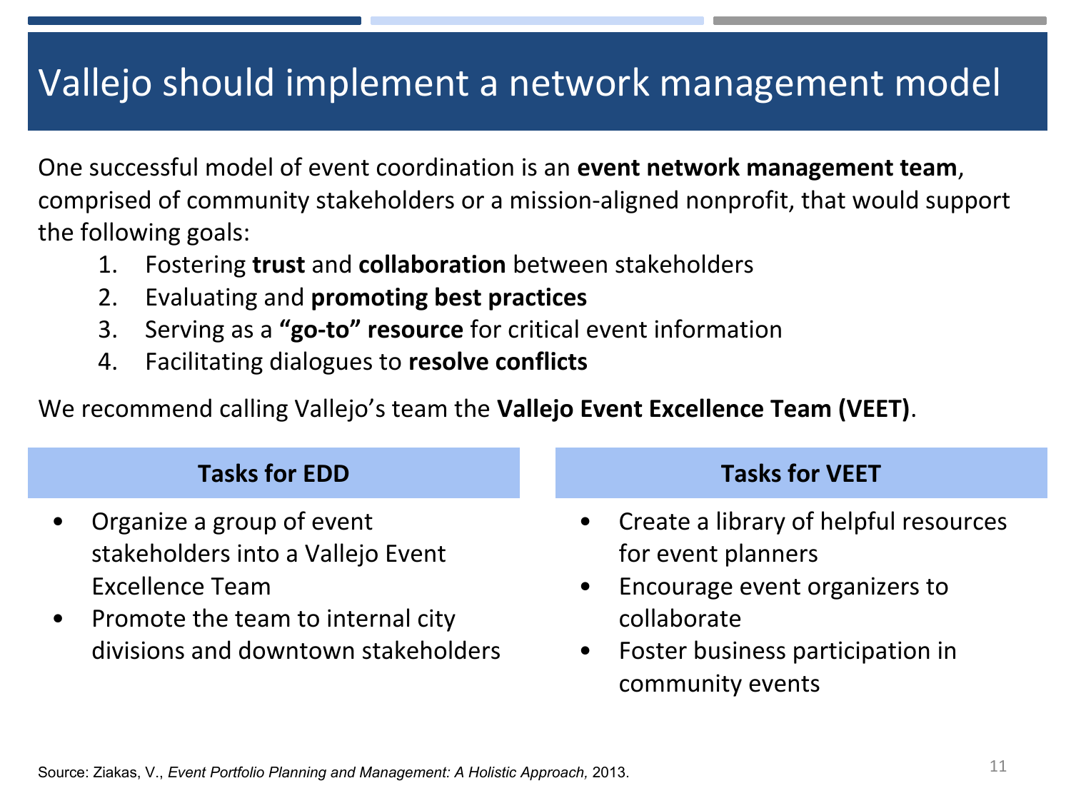# Vallejo should implement a network management model

One successful model of event coordination is an **event network management team**, comprised of community stakeholders or a mission-aligned nonprofit, that would support the following goals:

1. Fostering **trust** and **collaboration** between stakeholders
2. Evaluating and **promoting best practices**
3. Serving as a **"go-to" resource** for critical event information
4. Facilitating dialogues to **resolve conflicts**

We recommend calling Vallejo's team the **Vallejo Event Excellence Team (VEET)**.

### Tasks for EDD

- Organize a group of event stakeholders into a Vallejo Event Excellence Team
- Promote the team to internal city divisions and downtown stakeholders

### Tasks for VEET

- Create a library of helpful resources for event planners
- Encourage event organizers to collaborate
- Foster business participation in community events

Source: Ziakas, V., *Event Portfolio Planning and Management: A Holistic Approach,* 2013.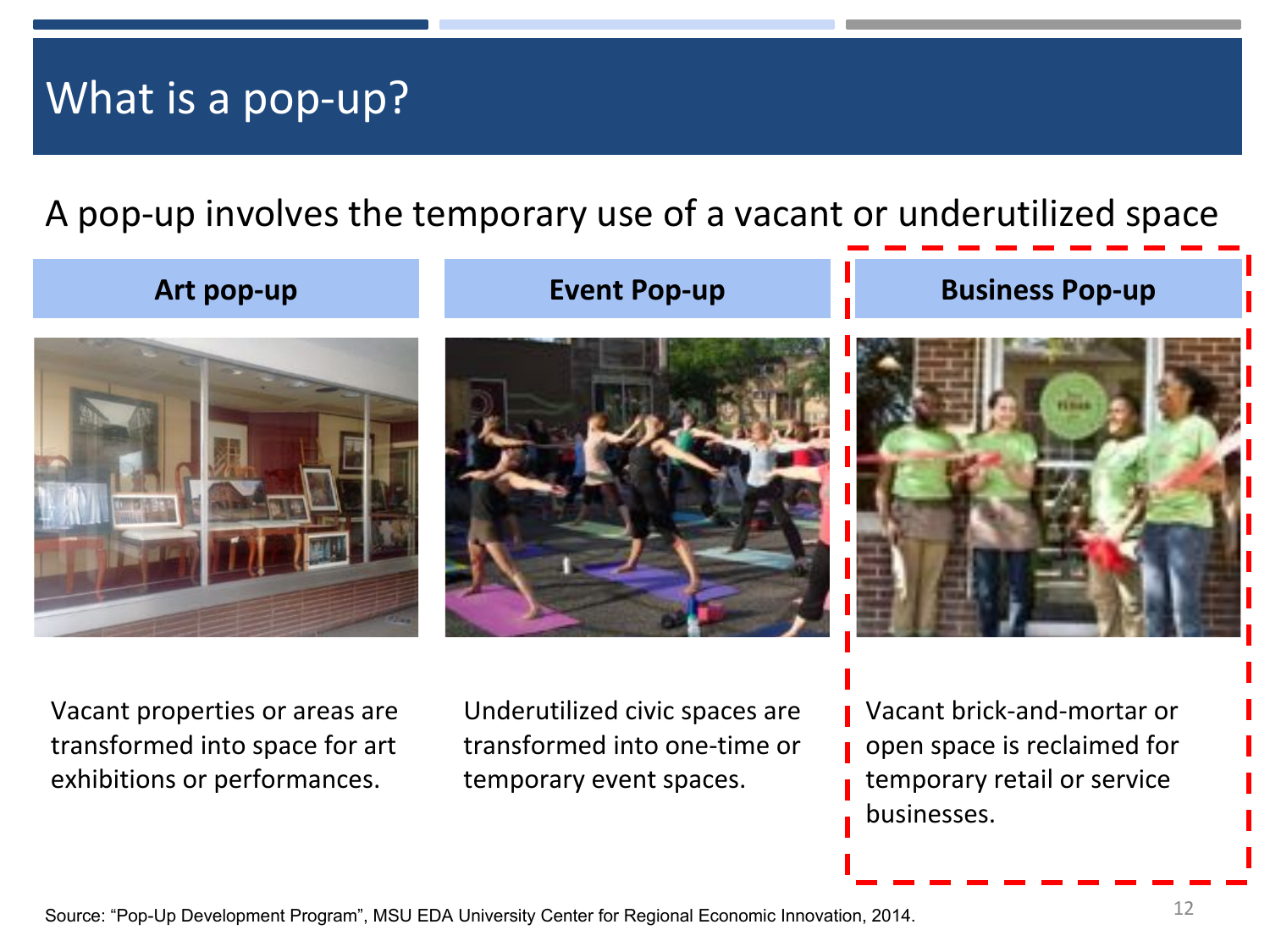# What is a pop-up?

A pop-up involves the temporary use of a vacant or underutilized space

| Art pop-up | Event Pop-up | Business Pop-up |
|---|---|---|
| Vacant properties or areas are transformed into space for art exhibitions or performances. | Underutilized civic spaces are transformed into one-time or temporary event spaces. | Vacant brick-and-mortar or open space is reclaimed for temporary retail or service businesses. |

Source: "Pop-Up Development Program", MSU EDA University Center for Regional Economic Innovation, 2014.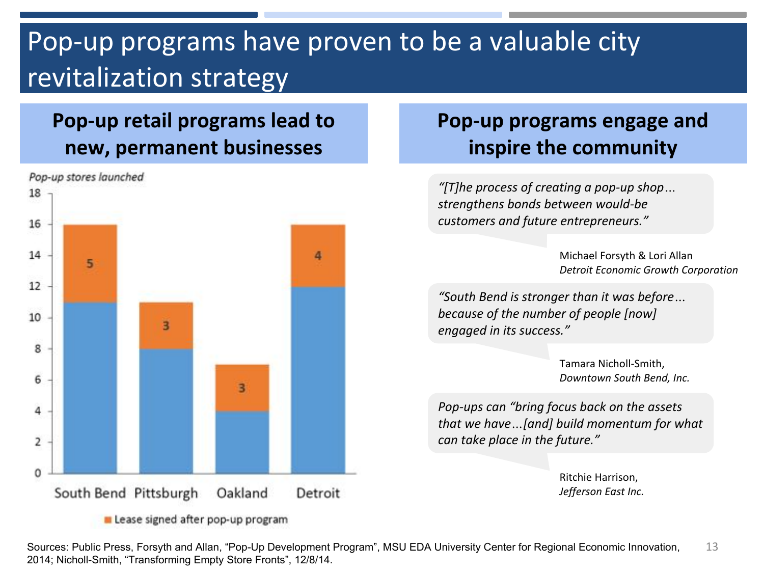# Pop-up programs have proven to be a valuable city revitalization strategy

## Pop-up retail programs lead to new, permanent businesses

*Pop-up stores launched*

| City | Pop-up stores launched | Lease signed after pop-up program |
| --- | --- | --- |
| South Bend | 16 | 5 |
| Pittsburgh | 11 | 3 |
| Oakland | 7 | 3 |
| Detroit | 16 | 4 |

■ Lease signed after pop-up program

## Pop-up programs engage and inspire the community

*"[T]he process of creating a pop-up shop… strengthens bonds between would-be customers and future entrepreneurs."*

Michael Forsyth & Lori Allan
*Detroit Economic Growth Corporation*

*"South Bend is stronger than it was before… because of the number of people [now] engaged in its success."*

Tamara Nicholl-Smith,
*Downtown South Bend, Inc.*

*Pop-ups can "bring focus back on the assets that we have…[and] build momentum for what can take place in the future."*

Ritchie Harrison,
*Jefferson East Inc.*

Sources: Public Press, Forsyth and Allan, "Pop-Up Development Program", MSU EDA University Center for Regional Economic Innovation, 2014; Nicholl-Smith, "Transforming Empty Store Fronts", 12/8/14.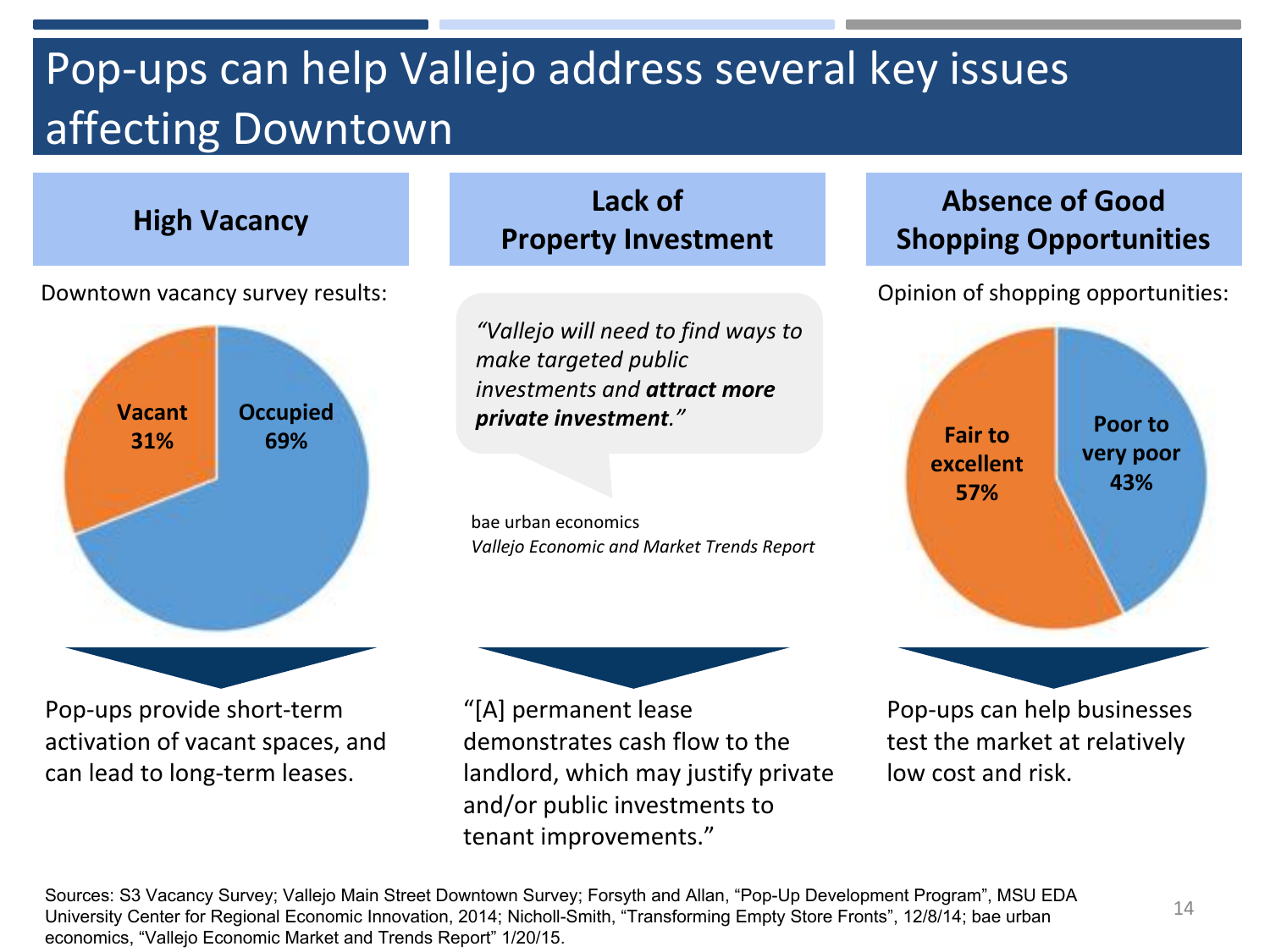# Pop-ups can help Vallejo address several key issues affecting Downtown

## High Vacancy

Downtown vacancy survey results:

- Vacant 31%
- Occupied 69%

Pop-ups provide short-term activation of vacant spaces, and can lead to long-term leases.

## Lack of Property Investment

*"Vallejo will need to find ways to make targeted public investments and **attract more private investment**."*

bae urban economics
*Vallejo Economic and Market Trends Report*

"[A] permanent lease demonstrates cash flow to the landlord, which may justify private and/or public investments to tenant improvements."

## Absence of Good Shopping Opportunities

Opinion of shopping opportunities:

- Fair to excellent 57%
- Poor to very poor 43%

Pop-ups can help businesses test the market at relatively low cost and risk.

Sources: S3 Vacancy Survey; Vallejo Main Street Downtown Survey; Forsyth and Allan, "Pop-Up Development Program", MSU EDA University Center for Regional Economic Innovation, 2014; Nicholl-Smith, "Transforming Empty Store Fronts", 12/8/14; bae urban economics, "Vallejo Economic Market and Trends Report" 1/20/15.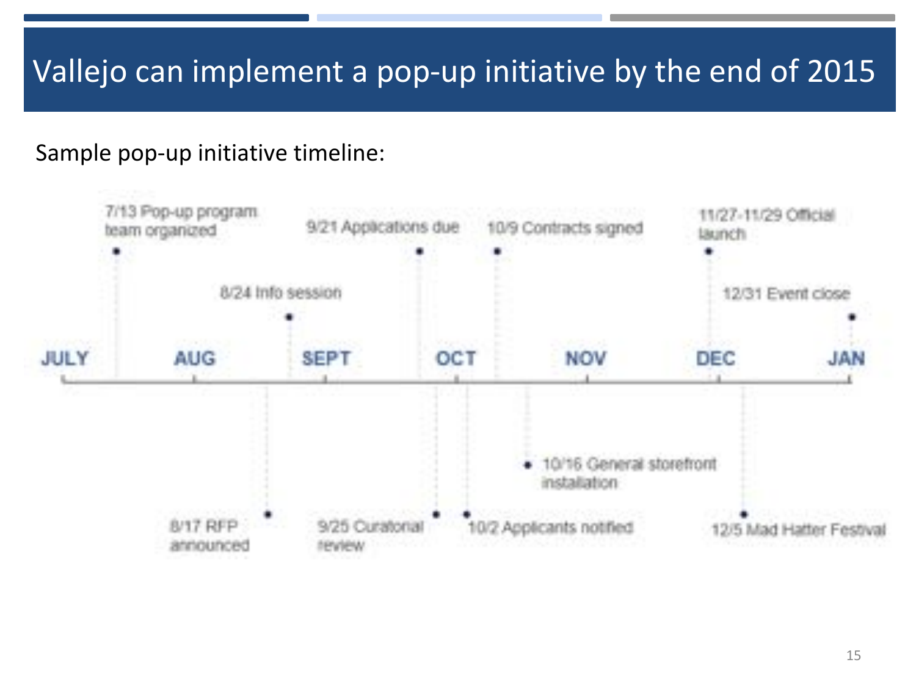# Vallejo can implement a pop-up initiative by the end of 2015

Sample pop-up initiative timeline:

- 7/13 Pop-up program team organized
- 8/17 RFP announced
- 8/24 Info session
- 9/21 Applications due
- 9/25 Curatorial review
- 10/2 Applicants notified
- 10/9 Contracts signed
- 10/16 General storefront installation
- 11/27-11/29 Official launch
- 12/5 Mad Hatter Festival
- 12/31 Event close

JULY | AUG | SEPT | OCT | NOV | DEC | JAN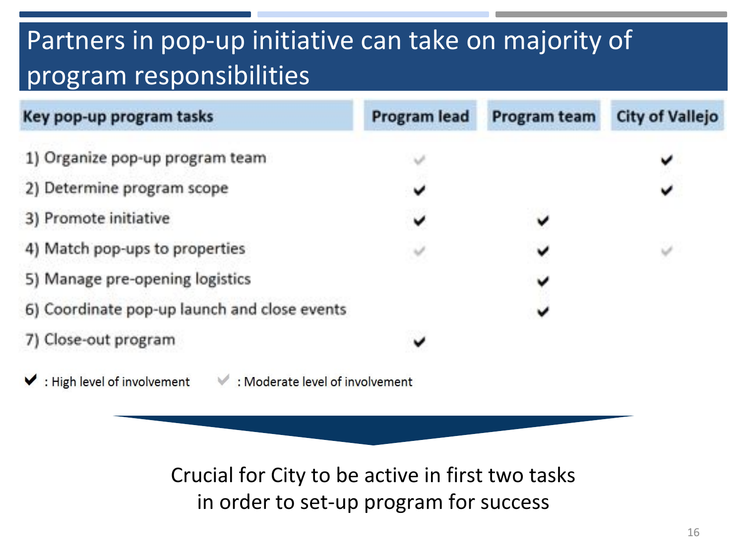# Partners in pop-up initiative can take on majority of program responsibilities

| Key pop-up program tasks | Program lead | Program team | City of Vallejo |
|---|---|---|---|
| 1) Organize pop-up program team | ✓ (moderate) | | ✔ |
| 2) Determine program scope | ✔ | | ✔ |
| 3) Promote initiative | ✔ | ✔ | |
| 4) Match pop-ups to properties | ✓ (moderate) | ✔ | ✓ (moderate) |
| 5) Manage pre-opening logistics | | ✔ | |
| 6) Coordinate pop-up launch and close events | | ✔ | |
| 7) Close-out program | ✔ | | |

✔ : High level of involvement ✓ : Moderate level of involvement

Crucial for City to be active in first two tasks in order to set-up program for success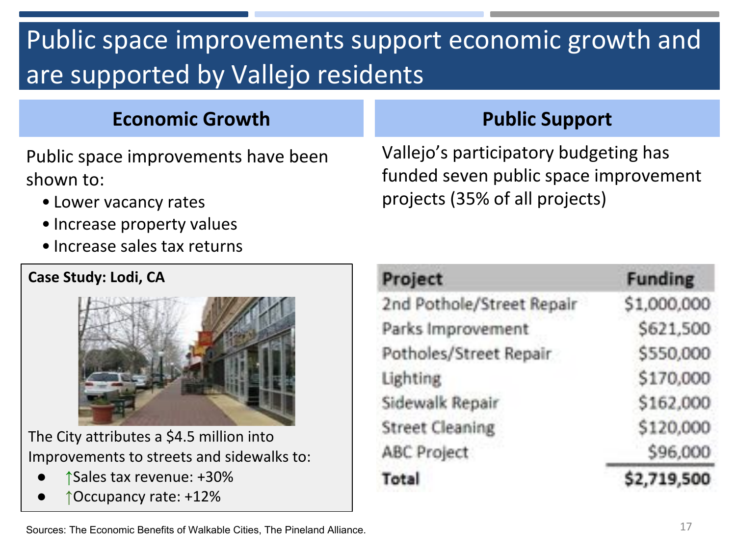# Public space improvements support economic growth and are supported by Vallejo residents

## Economic Growth

Public space improvements have been shown to:

- Lower vacancy rates
- Increase property values
- Increase sales tax returns

**Case Study: Lodi, CA**

The City attributes a $4.5 million into Improvements to streets and sidewalks to:

- ↑Sales tax revenue: +30%
- ↑Occupancy rate: +12%

## Public Support

Vallejo's participatory budgeting has funded seven public space improvement projects (35% of all projects)

| Project | Funding |
| --- | --- |
| 2nd Pothole/Street Repair | $1,000,000 |
| Parks Improvement | $621,500 |
| Potholes/Street Repair | $550,000 |
| Lighting | $170,000 |
| Sidewalk Repair | $162,000 |
| Street Cleaning | $120,000 |
| ABC Project | $96,000 |
| **Total** | **$2,719,500** |

Sources: The Economic Benefits of Walkable Cities, The Pineland Alliance.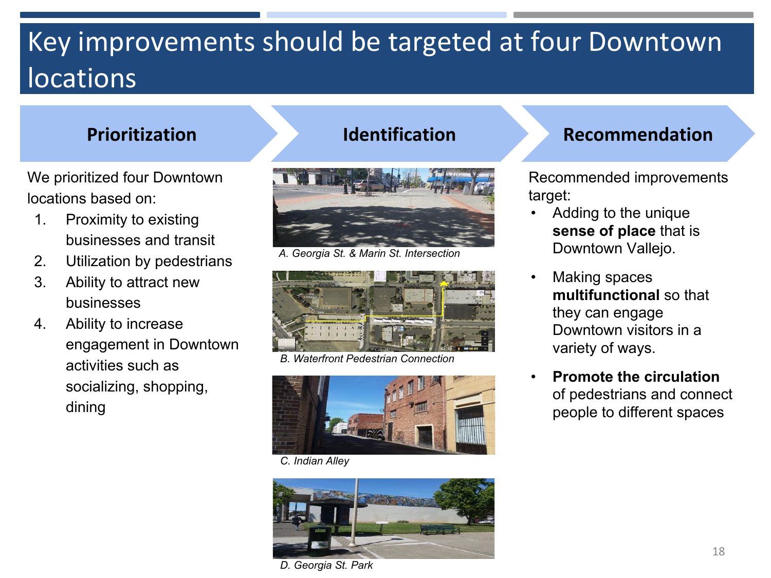# Key improvements should be targeted at four Downtown locations

## Prioritization

We prioritized four Downtown locations based on:

1. Proximity to existing businesses and transit
2. Utilization by pedestrians
3. Ability to attract new businesses
4. Ability to increase engagement in Downtown activities such as socializing, shopping, dining

## Identification

*A. Georgia St. & Marin St. Intersection*

*B. Waterfront Pedestrian Connection*

*C. Indian Alley*

*D. Georgia St. Park*

## Recommendation

Recommended improvements target:

- Adding to the unique **sense of place** that is Downtown Vallejo.
- Making spaces **multifunctional** so that they can engage Downtown visitors in a variety of ways.
- **Promote the circulation** of pedestrians and connect people to different spaces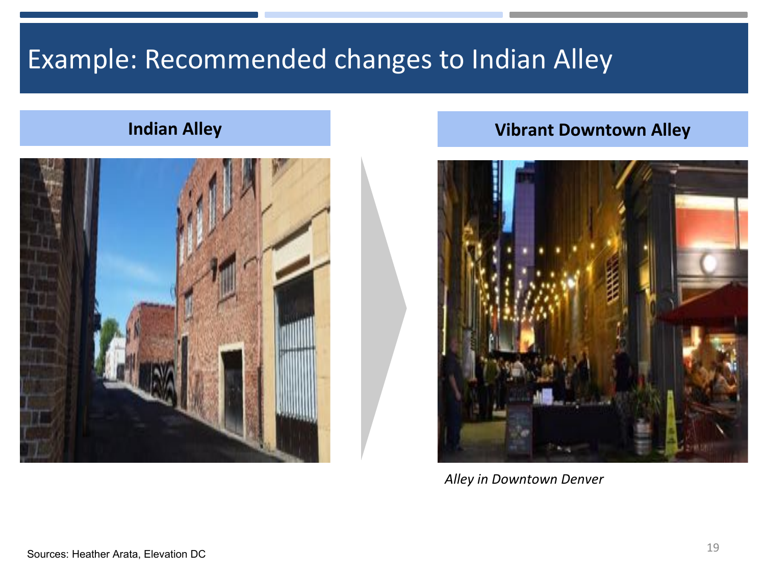# Example: Recommended changes to Indian Alley

**Indian Alley**

**Vibrant Downtown Alley**

*Alley in Downtown Denver*

Sources: Heather Arata, Elevation DC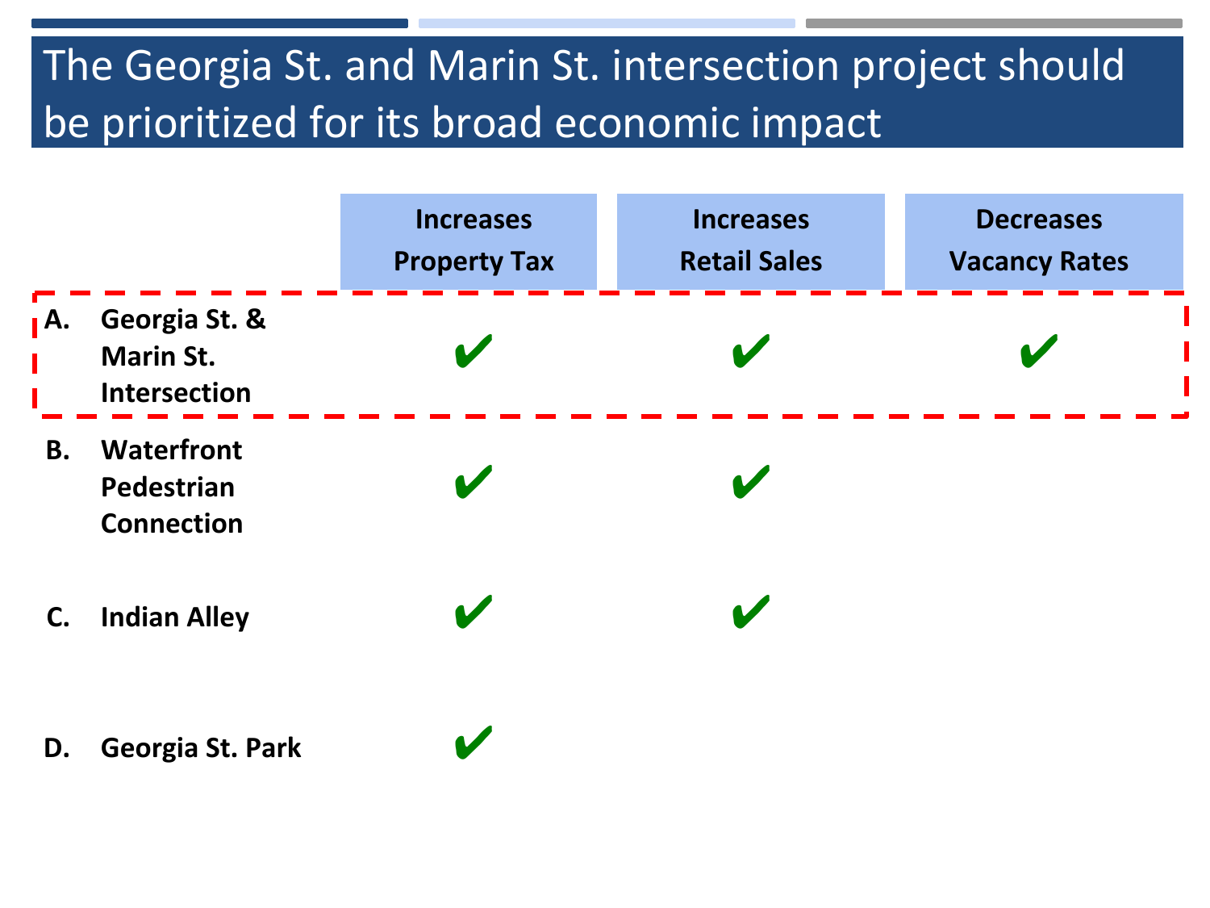# The Georgia St. and Marin St. intersection project should be prioritized for its broad economic impact

| | Increases Property Tax | Increases Retail Sales | Decreases Vacancy Rates |
|---|---|---|---|
| A. Georgia St. & Marin St. Intersection | ✔ | ✔ | ✔ |
| B. Waterfront Pedestrian Connection | ✔ | ✔ | |
| C. Indian Alley | ✔ | ✔ | |
| D. Georgia St. Park | ✔ | | |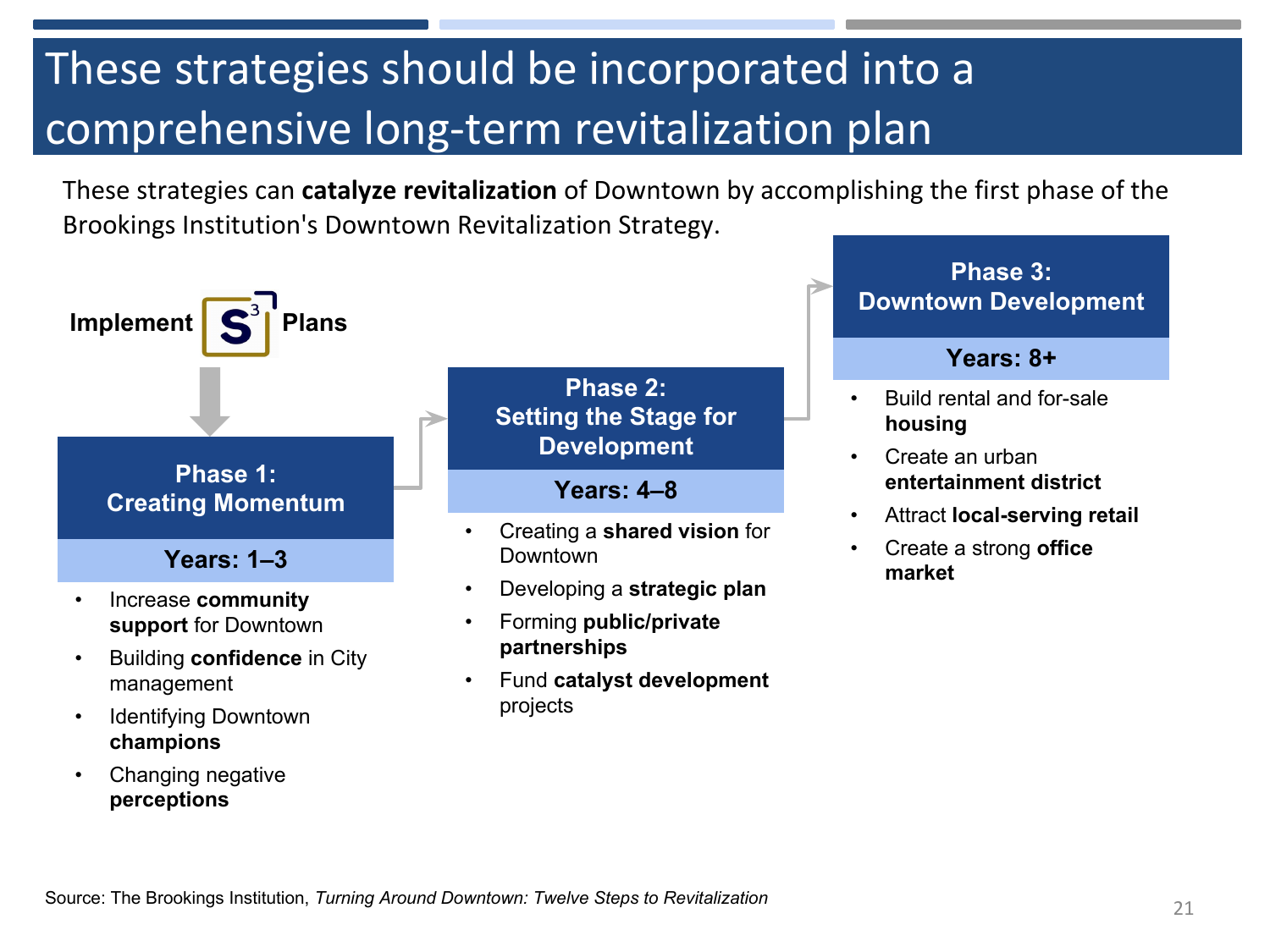# These strategies should be incorporated into a comprehensive long-term revitalization plan

These strategies can **catalyze revitalization** of Downtown by accomplishing the first phase of the Brookings Institution's Downtown Revitalization Strategy.

**Implement** S3 **Plans**

### Phase 1: Creating Momentum

**Years: 1–3**

- Increase **community support** for Downtown
- Building **confidence** in City management
- Identifying Downtown **champions**
- Changing negative **perceptions**

### Phase 2: Setting the Stage for Development

**Years: 4–8**

- Creating a **shared vision** for Downtown
- Developing a **strategic plan**
- Forming **public/private partnerships**
- Fund **catalyst development** projects

### Phase 3: Downtown Development

**Years: 8+**

- Build rental and for-sale **housing**
- Create an urban **entertainment district**
- Attract **local-serving retail**
- Create a strong **office market**

Source: The Brookings Institution, *Turning Around Downtown: Twelve Steps to Revitalization*